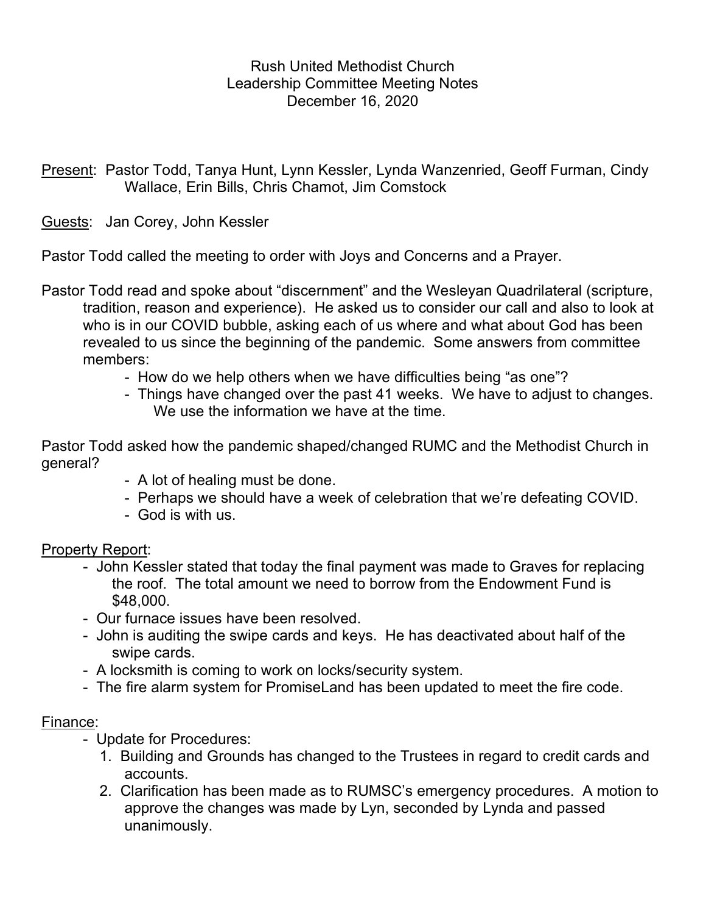Rush United Methodist Church
Leadership Committee Meeting Notes
December 16, 2020

Present: Pastor Todd, Tanya Hunt, Lynn Kessler, Lynda Wanzenried, Geoff Furman, Cindy Wallace, Erin Bills, Chris Chamot, Jim Comstock

Guests: Jan Corey, John Kessler

Pastor Todd called the meeting to order with Joys and Concerns and a Prayer.

Pastor Todd read and spoke about "discernment" and the Wesleyan Quadrilateral (scripture, tradition, reason and experience). He asked us to consider our call and also to look at who is in our COVID bubble, asking each of us where and what about God has been revealed to us since the beginning of the pandemic. Some answers from committee members:

- How do we help others when we have difficulties being "as one"?
- Things have changed over the past 41 weeks. We have to adjust to changes. We use the information we have at the time.

Pastor Todd asked how the pandemic shaped/changed RUMC and the Methodist Church in general?

- A lot of healing must be done.
- Perhaps we should have a week of celebration that we're defeating COVID.
- God is with us.

Property Report:

- John Kessler stated that today the final payment was made to Graves for replacing the roof. The total amount we need to borrow from the Endowment Fund is $48,000.
- Our furnace issues have been resolved.
- John is auditing the swipe cards and keys. He has deactivated about half of the swipe cards.
- A locksmith is coming to work on locks/security system.
- The fire alarm system for PromiseLand has been updated to meet the fire code.

Finance:

- Update for Procedures:
  1. Building and Grounds has changed to the Trustees in regard to credit cards and accounts.
  2. Clarification has been made as to RUMSC's emergency procedures. A motion to approve the changes was made by Lyn, seconded by Lynda and passed unanimously.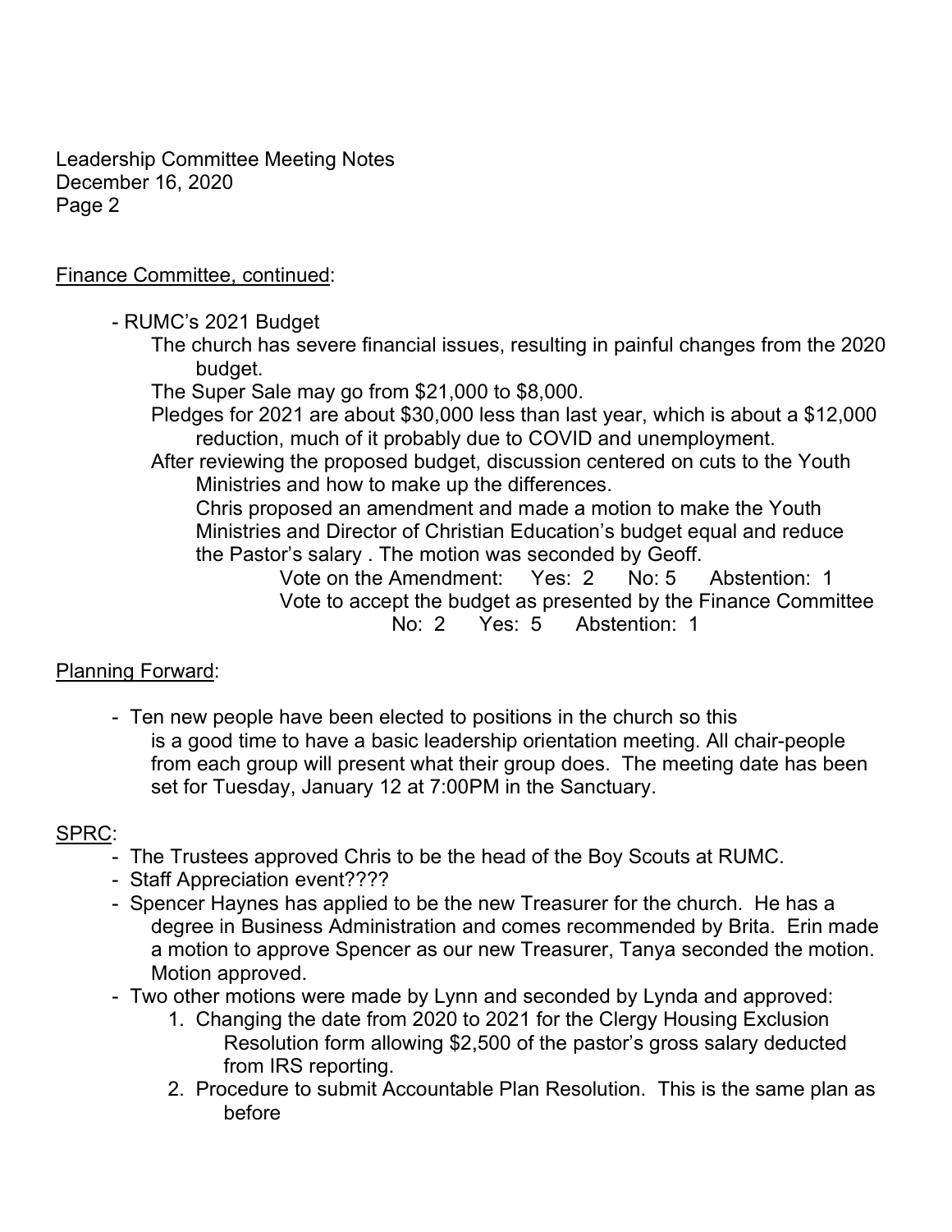Finance Committee, continued:

- RUMC's 2021 Budget

  The church has severe financial issues, resulting in painful changes from the 2020 budget.

  The Super Sale may go from $21,000 to $8,000.

  Pledges for 2021 are about $30,000 less than last year, which is about a $12,000 reduction, much of it probably due to COVID and unemployment.

  After reviewing the proposed budget, discussion centered on cuts to the Youth Ministries and how to make up the differences.

  Chris proposed an amendment and made a motion to make the Youth Ministries and Director of Christian Education's budget equal and reduce the Pastor's salary . The motion was seconded by Geoff.

  Vote on the Amendment: Yes: 2 No: 5 Abstention: 1

  Vote to accept the budget as presented by the Finance Committee
  No: 2 Yes: 5 Abstention: 1

Planning Forward:

- Ten new people have been elected to positions in the church so this is a good time to have a basic leadership orientation meeting. All chair-people from each group will present what their group does. The meeting date has been set for Tuesday, January 12 at 7:00PM in the Sanctuary.

SPRC:

- The Trustees approved Chris to be the head of the Boy Scouts at RUMC.
- Staff Appreciation event????
- Spencer Haynes has applied to be the new Treasurer for the church. He has a degree in Business Administration and comes recommended by Brita. Erin made a motion to approve Spencer as our new Treasurer, Tanya seconded the motion. Motion approved.
- Two other motions were made by Lynn and seconded by Lynda and approved:
  1. Changing the date from 2020 to 2021 for the Clergy Housing Exclusion Resolution form allowing $2,500 of the pastor's gross salary deducted from IRS reporting.
  2. Procedure to submit Accountable Plan Resolution. This is the same plan as before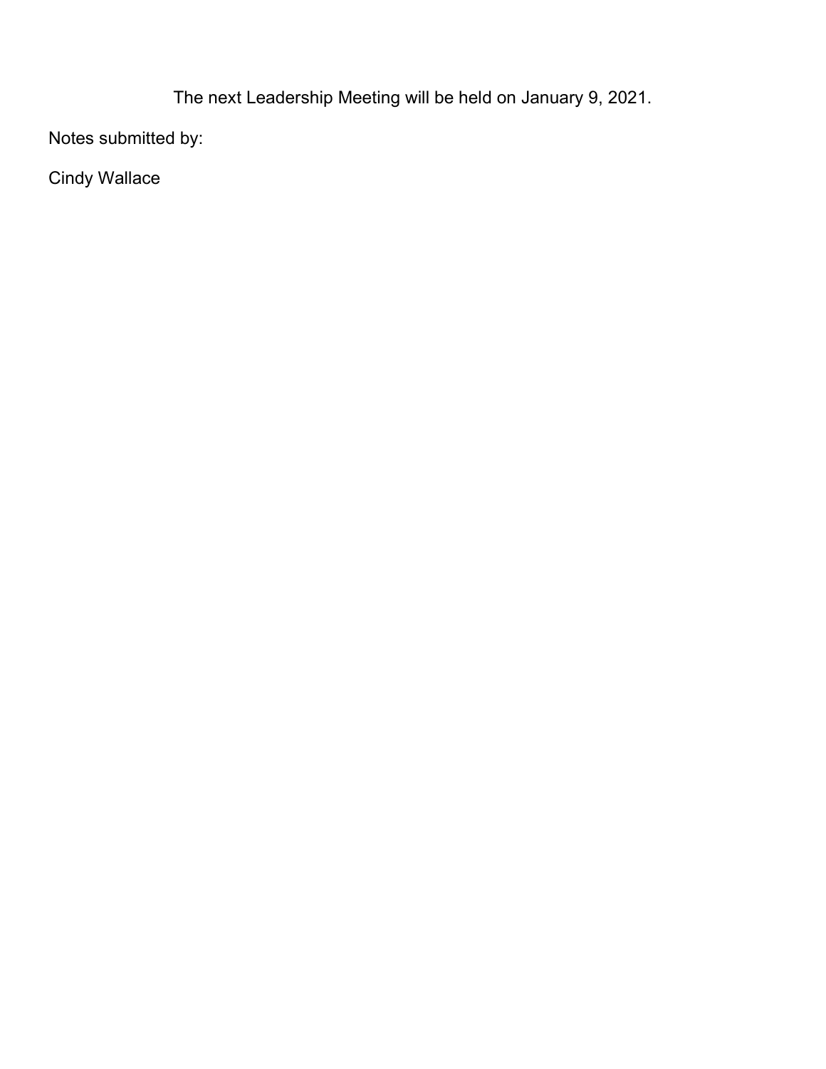The next Leadership Meeting will be held on January 9, 2021.

Notes submitted by:

Cindy Wallace